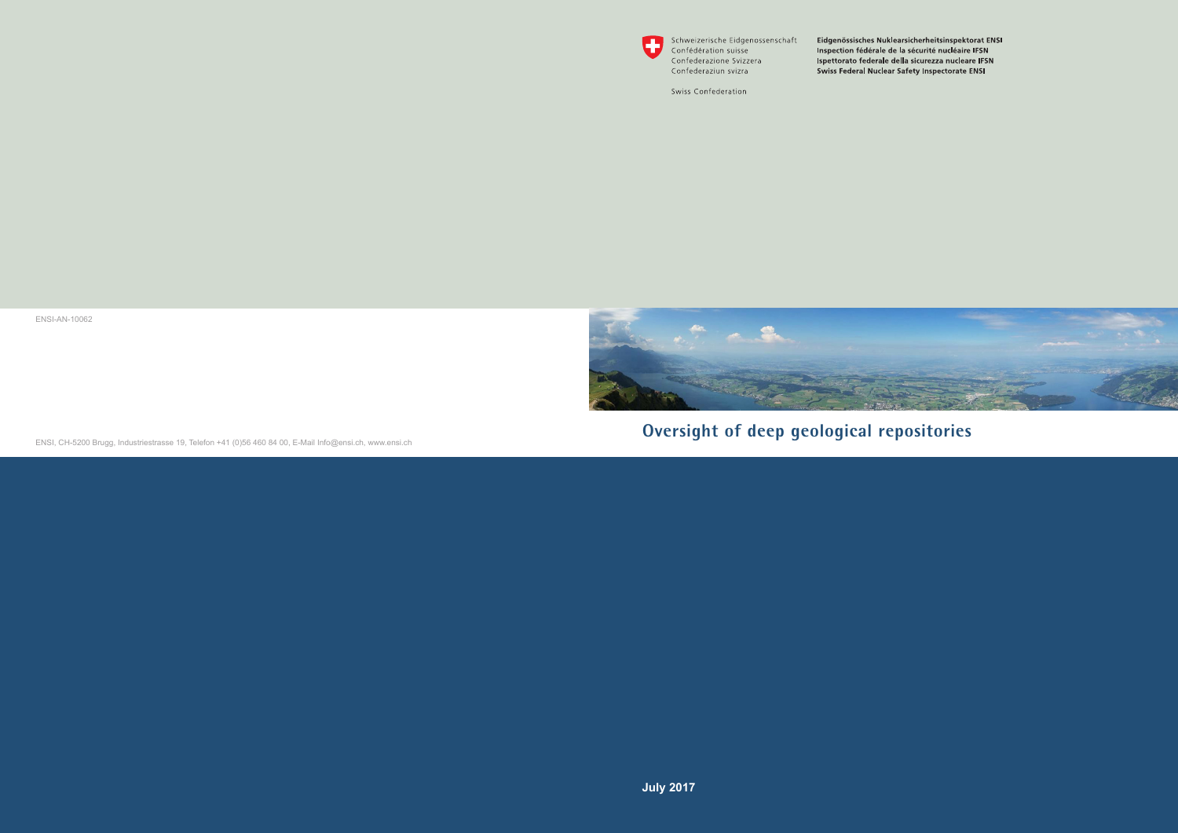Schweizerische Eidgenossenschaft
Confédération suisse
Confederazione Svizzera
Confederaziun svizra

Swiss Confederation

**Eidgenössisches Nuklearsicherheitsinspektorat ENSI**
**Inspection fédérale de la sécurité nucléaire IFSN**
**Ispettorato federale della sicurezza nucleare IFSN**
**Swiss Federal Nuclear Safety Inspectorate ENSI**

ENSI-AN-10062

# Oversight of deep geological repositories

ENSI, CH-5200 Brugg, Industriestrasse 19, Telefon +41 (0)56 460 84 00, E-Mail Info@ensi.ch, www.ensi.ch

**July 2017**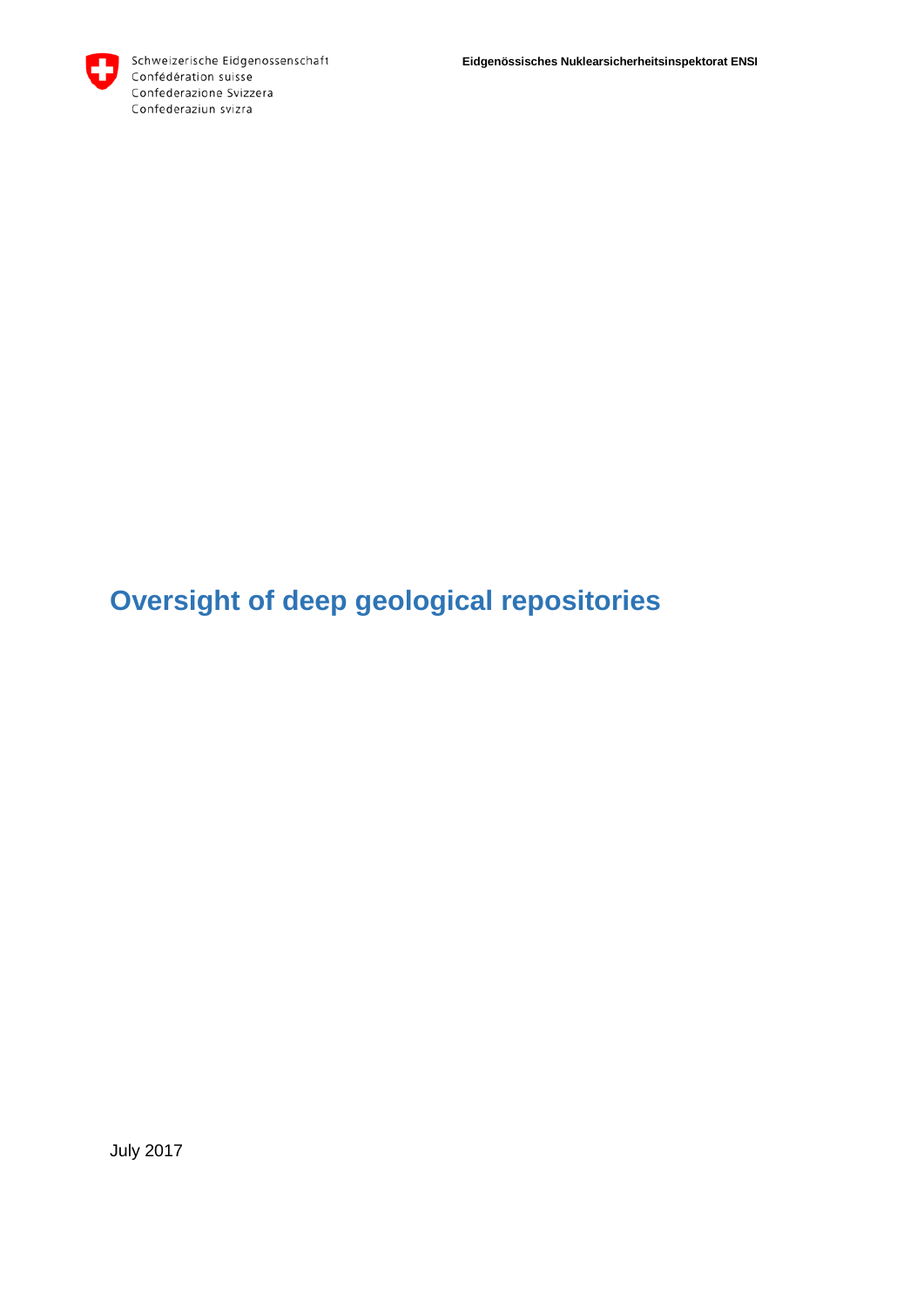Schweizerische Eidgenossenschaft
Confédération suisse
Confederazione Svizzera
Confederaziun svizra

**Eidgenössisches Nuklearsicherheitsinspektorat ENSI**

# Oversight of deep geological repositories

July 2017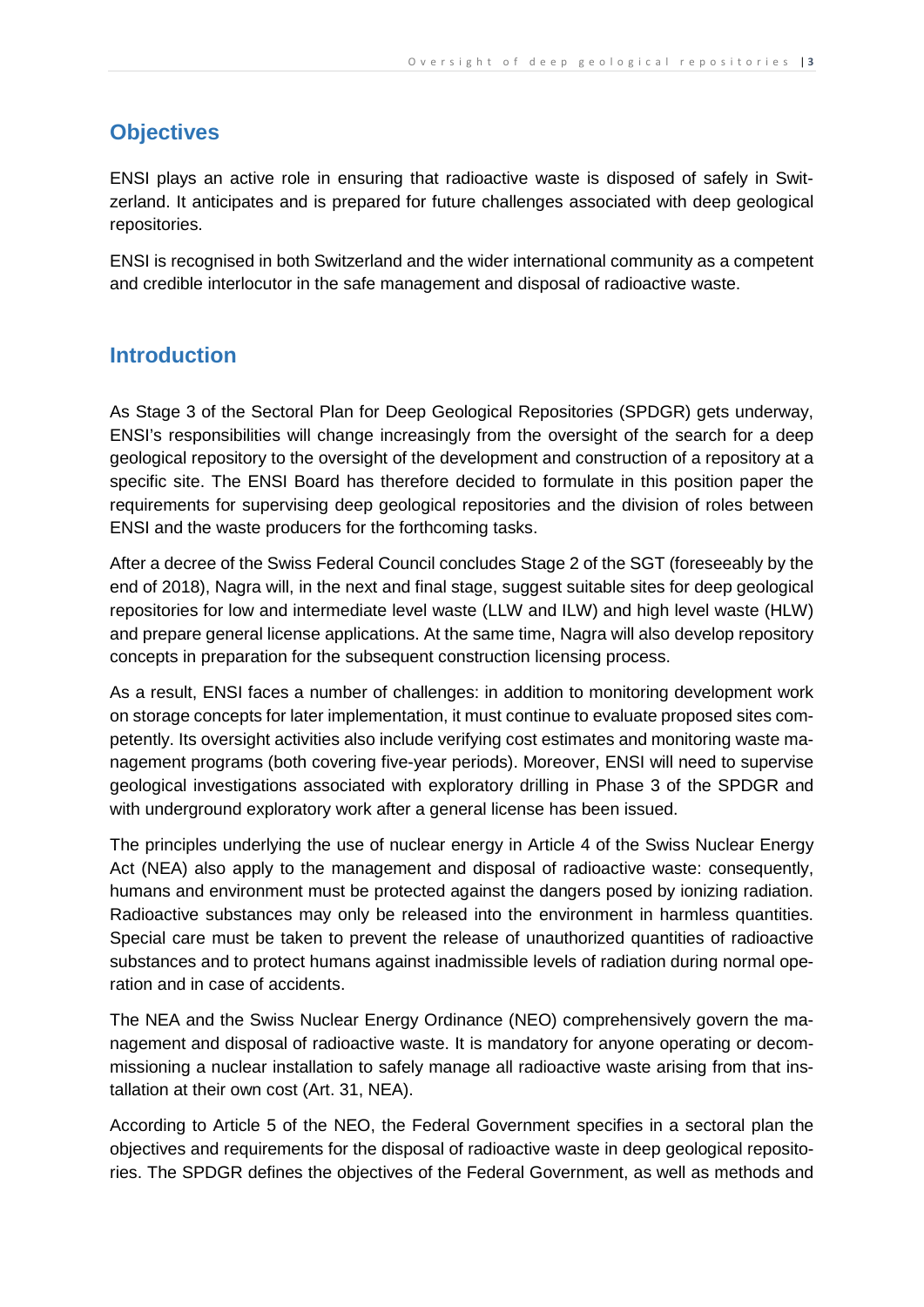## Objectives

ENSI plays an active role in ensuring that radioactive waste is disposed of safely in Switzerland. It anticipates and is prepared for future challenges associated with deep geological repositories.

ENSI is recognised in both Switzerland and the wider international community as a competent and credible interlocutor in the safe management and disposal of radioactive waste.

## Introduction

As Stage 3 of the Sectoral Plan for Deep Geological Repositories (SPDGR) gets underway, ENSI's responsibilities will change increasingly from the oversight of the search for a deep geological repository to the oversight of the development and construction of a repository at a specific site. The ENSI Board has therefore decided to formulate in this position paper the requirements for supervising deep geological repositories and the division of roles between ENSI and the waste producers for the forthcoming tasks.

After a decree of the Swiss Federal Council concludes Stage 2 of the SGT (foreseeably by the end of 2018), Nagra will, in the next and final stage, suggest suitable sites for deep geological repositories for low and intermediate level waste (LLW and ILW) and high level waste (HLW) and prepare general license applications. At the same time, Nagra will also develop repository concepts in preparation for the subsequent construction licensing process.

As a result, ENSI faces a number of challenges: in addition to monitoring development work on storage concepts for later implementation, it must continue to evaluate proposed sites competently. Its oversight activities also include verifying cost estimates and monitoring waste management programs (both covering five-year periods). Moreover, ENSI will need to supervise geological investigations associated with exploratory drilling in Phase 3 of the SPDGR and with underground exploratory work after a general license has been issued.

The principles underlying the use of nuclear energy in Article 4 of the Swiss Nuclear Energy Act (NEA) also apply to the management and disposal of radioactive waste: consequently, humans and environment must be protected against the dangers posed by ionizing radiation. Radioactive substances may only be released into the environment in harmless quantities. Special care must be taken to prevent the release of unauthorized quantities of radioactive substances and to protect humans against inadmissible levels of radiation during normal operation and in case of accidents.

The NEA and the Swiss Nuclear Energy Ordinance (NEO) comprehensively govern the management and disposal of radioactive waste. It is mandatory for anyone operating or decommissioning a nuclear installation to safely manage all radioactive waste arising from that installation at their own cost (Art. 31, NEA).

According to Article 5 of the NEO, the Federal Government specifies in a sectoral plan the objectives and requirements for the disposal of radioactive waste in deep geological repositories. The SPDGR defines the objectives of the Federal Government, as well as methods and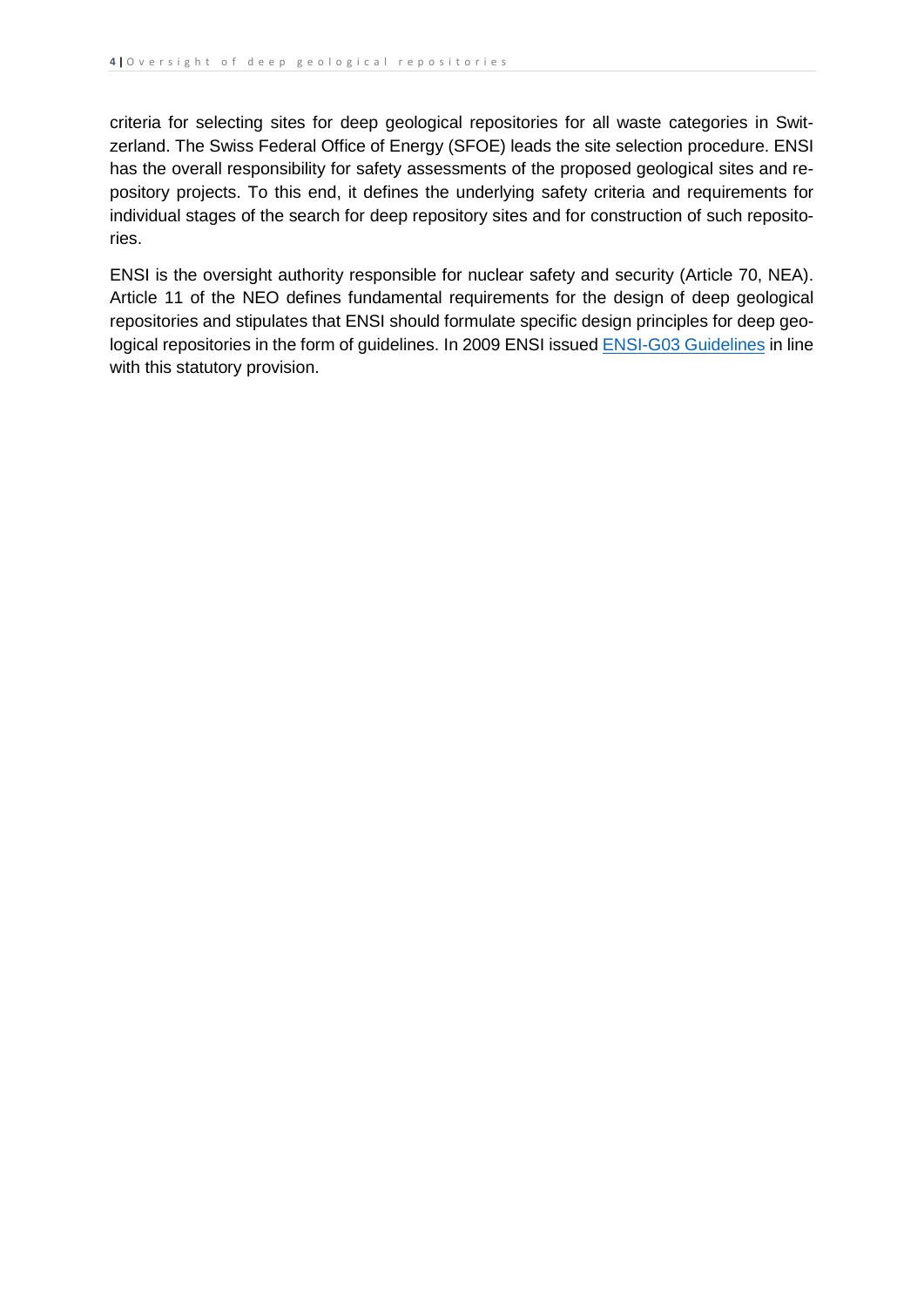criteria for selecting sites for deep geological repositories for all waste categories in Switzerland. The Swiss Federal Office of Energy (SFOE) leads the site selection procedure. ENSI has the overall responsibility for safety assessments of the proposed geological sites and repository projects. To this end, it defines the underlying safety criteria and requirements for individual stages of the search for deep repository sites and for construction of such repositories.

ENSI is the oversight authority responsible for nuclear safety and security (Article 70, NEA). Article 11 of the NEO defines fundamental requirements for the design of deep geological repositories and stipulates that ENSI should formulate specific design principles for deep geological repositories in the form of guidelines. In 2009 ENSI issued ENSI-G03 Guidelines in line with this statutory provision.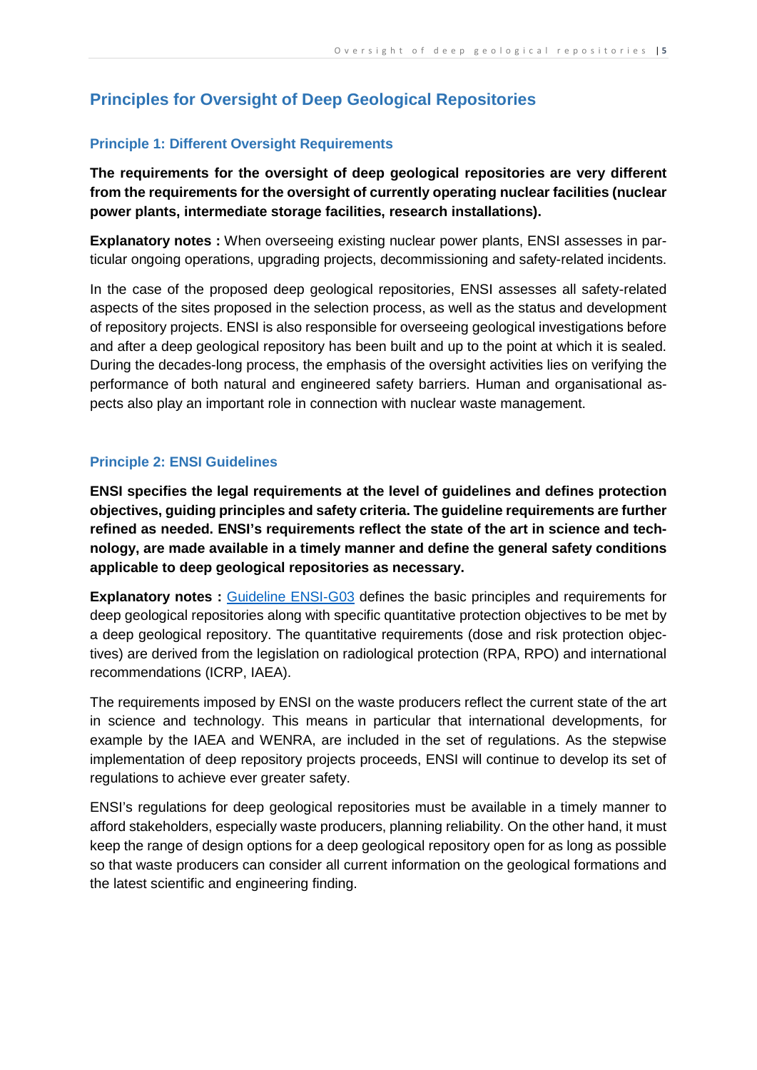## Principles for Oversight of Deep Geological Repositories

### Principle 1: Different Oversight Requirements

**The requirements for the oversight of deep geological repositories are very different from the requirements for the oversight of currently operating nuclear facilities (nuclear power plants, intermediate storage facilities, research installations).**

**Explanatory notes :** When overseeing existing nuclear power plants, ENSI assesses in particular ongoing operations, upgrading projects, decommissioning and safety-related incidents.

In the case of the proposed deep geological repositories, ENSI assesses all safety-related aspects of the sites proposed in the selection process, as well as the status and development of repository projects. ENSI is also responsible for overseeing geological investigations before and after a deep geological repository has been built and up to the point at which it is sealed. During the decades-long process, the emphasis of the oversight activities lies on verifying the performance of both natural and engineered safety barriers. Human and organisational aspects also play an important role in connection with nuclear waste management.

### Principle 2: ENSI Guidelines

**ENSI specifies the legal requirements at the level of guidelines and defines protection objectives, guiding principles and safety criteria. The guideline requirements are further refined as needed. ENSI's requirements reflect the state of the art in science and technology, are made available in a timely manner and define the general safety conditions applicable to deep geological repositories as necessary.**

**Explanatory notes :** Guideline ENSI-G03 defines the basic principles and requirements for deep geological repositories along with specific quantitative protection objectives to be met by a deep geological repository. The quantitative requirements (dose and risk protection objectives) are derived from the legislation on radiological protection (RPA, RPO) and international recommendations (ICRP, IAEA).

The requirements imposed by ENSI on the waste producers reflect the current state of the art in science and technology. This means in particular that international developments, for example by the IAEA and WENRA, are included in the set of regulations. As the stepwise implementation of deep repository projects proceeds, ENSI will continue to develop its set of regulations to achieve ever greater safety.

ENSI's regulations for deep geological repositories must be available in a timely manner to afford stakeholders, especially waste producers, planning reliability. On the other hand, it must keep the range of design options for a deep geological repository open for as long as possible so that waste producers can consider all current information on the geological formations and the latest scientific and engineering finding.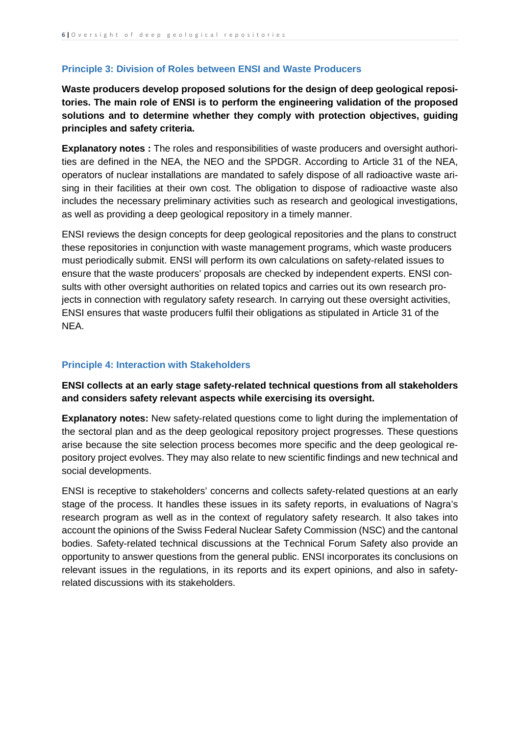### Principle 3: Division of Roles between ENSI and Waste Producers

**Waste producers develop proposed solutions for the design of deep geological repositories. The main role of ENSI is to perform the engineering validation of the proposed solutions and to determine whether they comply with protection objectives, guiding principles and safety criteria.**

**Explanatory notes :** The roles and responsibilities of waste producers and oversight authorities are defined in the NEA, the NEO and the SPDGR. According to Article 31 of the NEA, operators of nuclear installations are mandated to safely dispose of all radioactive waste arising in their facilities at their own cost. The obligation to dispose of radioactive waste also includes the necessary preliminary activities such as research and geological investigations, as well as providing a deep geological repository in a timely manner.

ENSI reviews the design concepts for deep geological repositories and the plans to construct these repositories in conjunction with waste management programs, which waste producers must periodically submit. ENSI will perform its own calculations on safety-related issues to ensure that the waste producers' proposals are checked by independent experts. ENSI consults with other oversight authorities on related topics and carries out its own research projects in connection with regulatory safety research. In carrying out these oversight activities, ENSI ensures that waste producers fulfil their obligations as stipulated in Article 31 of the NEA.

### Principle 4: Interaction with Stakeholders

**ENSI collects at an early stage safety-related technical questions from all stakeholders and considers safety relevant aspects while exercising its oversight.**

**Explanatory notes:** New safety-related questions come to light during the implementation of the sectoral plan and as the deep geological repository project progresses. These questions arise because the site selection process becomes more specific and the deep geological repository project evolves. They may also relate to new scientific findings and new technical and social developments.

ENSI is receptive to stakeholders' concerns and collects safety-related questions at an early stage of the process. It handles these issues in its safety reports, in evaluations of Nagra's research program as well as in the context of regulatory safety research. It also takes into account the opinions of the Swiss Federal Nuclear Safety Commission (NSC) and the cantonal bodies. Safety-related technical discussions at the Technical Forum Safety also provide an opportunity to answer questions from the general public. ENSI incorporates its conclusions on relevant issues in the regulations, in its reports and its expert opinions, and also in safety-related discussions with its stakeholders.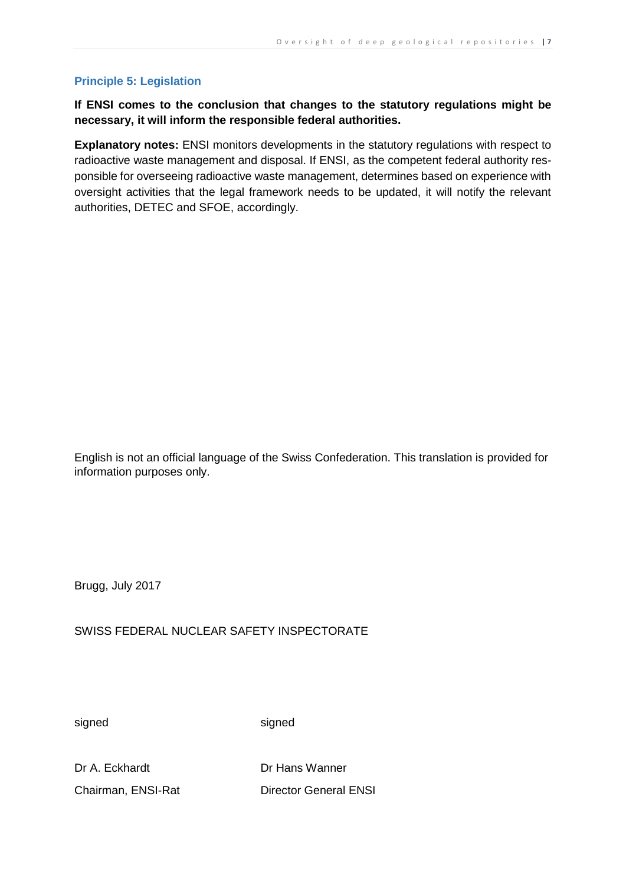### Principle 5: Legislation

**If ENSI comes to the conclusion that changes to the statutory regulations might be necessary, it will inform the responsible federal authorities.**

**Explanatory notes:** ENSI monitors developments in the statutory regulations with respect to radioactive waste management and disposal. If ENSI, as the competent federal authority responsible for overseeing radioactive waste management, determines based on experience with oversight activities that the legal framework needs to be updated, it will notify the relevant authorities, DETEC and SFOE, accordingly.

English is not an official language of the Swiss Confederation. This translation is provided for information purposes only.

Brugg, July 2017

SWISS FEDERAL NUCLEAR SAFETY INSPECTORATE

| signed | signed |
| --- | --- |
| Dr A. Eckhardt | Dr Hans Wanner |
| Chairman, ENSI-Rat | Director General ENSI |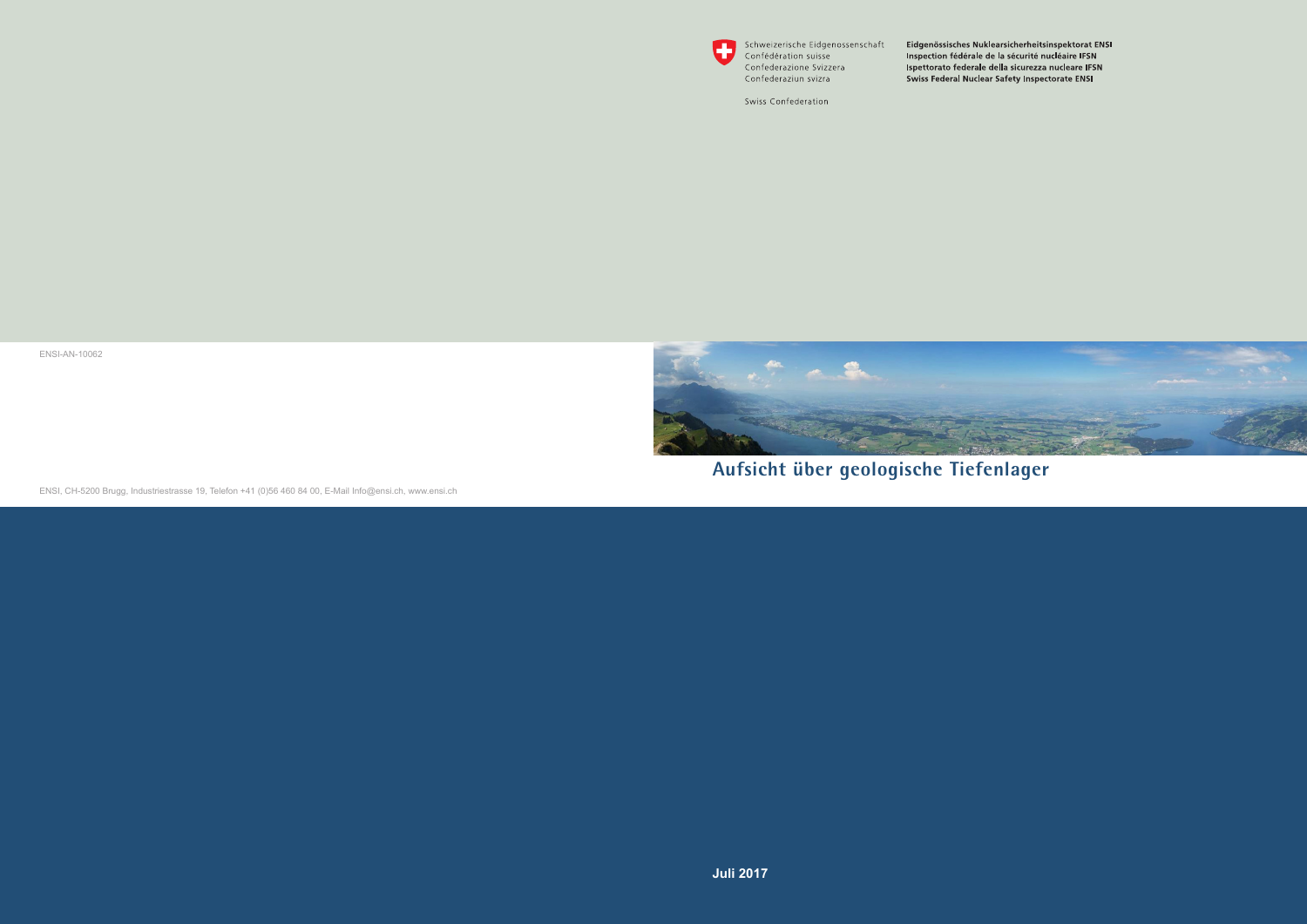Schweizerische Eidgenossenschaft
Confédération suisse
Confederazione Svizzera
Confederaziun svizra

Swiss Confederation

**Eidgenössisches Nuklearsicherheitsinspektorat ENSI**
**Inspection fédérale de la sécurité nucléaire IFSN**
**Ispettorato federale della sicurezza nucleare IFSN**
**Swiss Federal Nuclear Safety Inspectorate ENSI**

ENSI-AN-10062

# Aufsicht über geologische Tiefenlager

ENSI, CH-5200 Brugg, Industriestrasse 19, Telefon +41 (0)56 460 84 00, E-Mail Info@ensi.ch, www.ensi.ch

**Juli 2017**